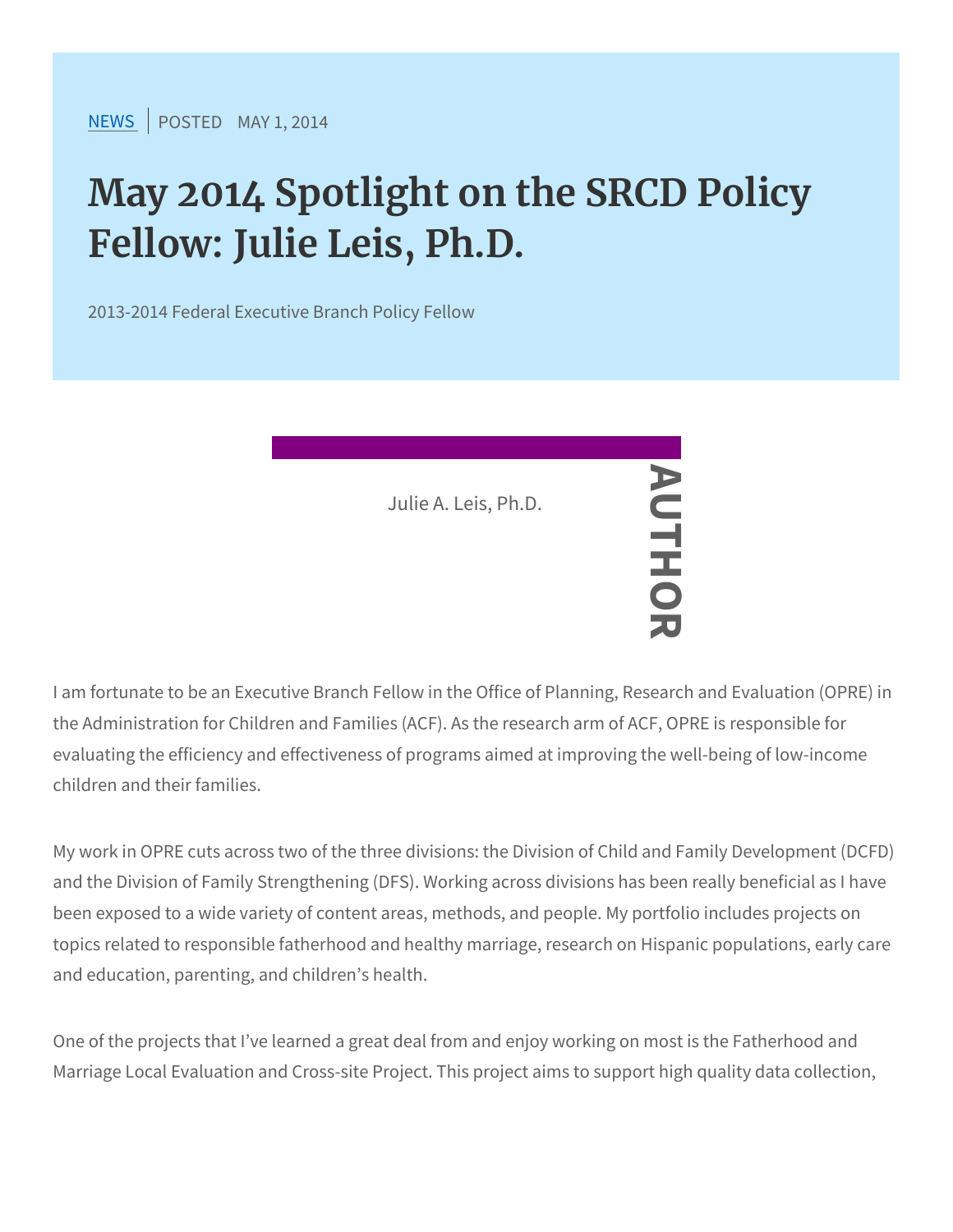NEWS | POSTED MAY 1, 2014

# May 2014 Spotlight on the SRCD Policy Fellow: Julie Leis, Ph.D.

2013-2014 Federal Executive Branch Policy Fellow

AUTHOR

Julie A. Leis, Ph.D.

I am fortunate to be an Executive Branch Fellow in the Office of Planning, Research and Evaluation (OPRE) in the Administration for Children and Families (ACF). As the research arm of ACF, OPRE is responsible for evaluating the efficiency and effectiveness of programs aimed at improving the well-being of low-income children and their families.

My work in OPRE cuts across two of the three divisions: the Division of Child and Family Development (DCFD) and the Division of Family Strengthening (DFS). Working across divisions has been really beneficial as I have been exposed to a wide variety of content areas, methods, and people. My portfolio includes projects on topics related to responsible fatherhood and healthy marriage, research on Hispanic populations, early care and education, parenting, and children's health.

One of the projects that I've learned a great deal from and enjoy working on most is the Fatherhood and Marriage Local Evaluation and Cross-site Project. This project aims to support high quality data collection,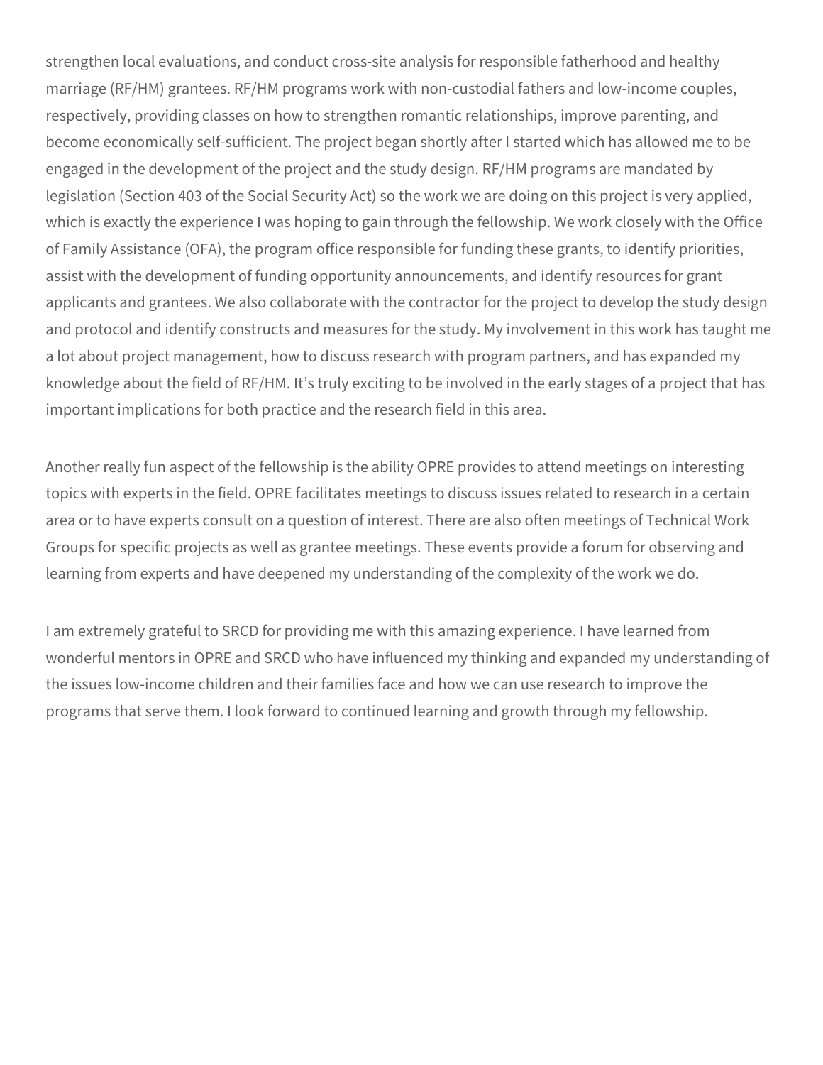strengthen local evaluations, and conduct cross-site analysis for responsible fatherhood and healthy marriage (RF/HM) grantees. RF/HM programs work with non-custodial fathers and low-income couples, respectively, providing classes on how to strengthen romantic relationships, improve parenting, and become economically self-sufficient. The project began shortly after I started which has allowed me to be engaged in the development of the project and the study design. RF/HM programs are mandated by legislation (Section 403 of the Social Security Act) so the work we are doing on this project is very applied, which is exactly the experience I was hoping to gain through the fellowship. We work closely with the Office of Family Assistance (OFA), the program office responsible for funding these grants, to identify priorities, assist with the development of funding opportunity announcements, and identify resources for grant applicants and grantees. We also collaborate with the contractor for the project to develop the study design and protocol and identify constructs and measures for the study. My involvement in this work has taught me a lot about project management, how to discuss research with program partners, and has expanded my knowledge about the field of RF/HM. It's truly exciting to be involved in the early stages of a project that has important implications for both practice and the research field in this area.

Another really fun aspect of the fellowship is the ability OPRE provides to attend meetings on interesting topics with experts in the field. OPRE facilitates meetings to discuss issues related to research in a certain area or to have experts consult on a question of interest. There are also often meetings of Technical Work Groups for specific projects as well as grantee meetings. These events provide a forum for observing and learning from experts and have deepened my understanding of the complexity of the work we do.

I am extremely grateful to SRCD for providing me with this amazing experience. I have learned from wonderful mentors in OPRE and SRCD who have influenced my thinking and expanded my understanding of the issues low-income children and their families face and how we can use research to improve the programs that serve them. I look forward to continued learning and growth through my fellowship.